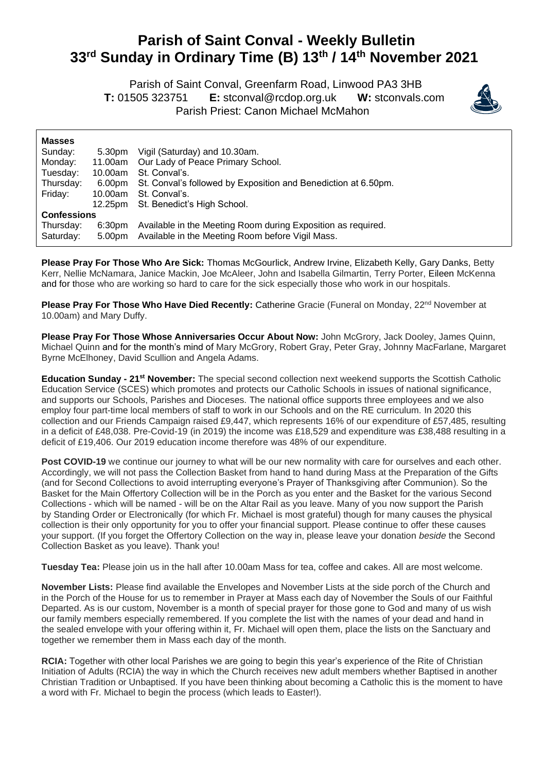# Parish of Saint Conval - Weekly Bulletin
# 33rd Sunday in Ordinary Time (B) 13th / 14th November 2021

Parish of Saint Conval, Greenfarm Road, Linwood PA3 3HB
**T:** 01505 323751 **E:** stconval@rcdop.org.uk **W:** stconvals.com
Parish Priest: Canon Michael McMahon

**Masses**

| | | |
|---|---|---|
| Sunday: | 5.30pm | Vigil (Saturday) and 10.30am. |
| Monday: | 11.00am | Our Lady of Peace Primary School. |
| Tuesday: | 10.00am | St. Conval's. |
| Thursday: | 6.00pm | St. Conval's followed by Exposition and Benediction at 6.50pm. |
| Friday: | 10.00am | St. Conval's. |
| | 12.25pm | St. Benedict's High School. |

**Confessions**

| | | |
|---|---|---|
| Thursday: | 6:30pm | Available in the Meeting Room during Exposition as required. |
| Saturday: | 5.00pm | Available in the Meeting Room before Vigil Mass. |

**Please Pray For Those Who Are Sick:** Thomas McGourlick, Andrew Irvine, Elizabeth Kelly, Gary Danks, Betty Kerr, Nellie McNamara, Janice Mackin, Joe McAleer, John and Isabella Gilmartin, Terry Porter, Eileen McKenna and for those who are working so hard to care for the sick especially those who work in our hospitals.

**Please Pray For Those Who Have Died Recently:** Catherine Gracie (Funeral on Monday, 22nd November at 10.00am) and Mary Duffy.

**Please Pray For Those Whose Anniversaries Occur About Now:** John McGrory, Jack Dooley, James Quinn, Michael Quinn and for the month's mind of Mary McGrory, Robert Gray, Peter Gray, Johnny MacFarlane, Margaret Byrne McElhoney, David Scullion and Angela Adams.

**Education Sunday - 21st November:** The special second collection next weekend supports the Scottish Catholic Education Service (SCES) which promotes and protects our Catholic Schools in issues of national significance, and supports our Schools, Parishes and Dioceses. The national office supports three employees and we also employ four part-time local members of staff to work in our Schools and on the RE curriculum. In 2020 this collection and our Friends Campaign raised £9,447, which represents 16% of our expenditure of £57,485, resulting in a deficit of £48,038. Pre-Covid-19 (in 2019) the income was £18,529 and expenditure was £38,488 resulting in a deficit of £19,406. Our 2019 education income therefore was 48% of our expenditure.

**Post COVID-19** we continue our journey to what will be our new normality with care for ourselves and each other. Accordingly, we will not pass the Collection Basket from hand to hand during Mass at the Preparation of the Gifts (and for Second Collections to avoid interrupting everyone's Prayer of Thanksgiving after Communion). So the Basket for the Main Offertory Collection will be in the Porch as you enter and the Basket for the various Second Collections - which will be named - will be on the Altar Rail as you leave. Many of you now support the Parish by Standing Order or Electronically (for which Fr. Michael is most grateful) though for many causes the physical collection is their only opportunity for you to offer your financial support. Please continue to offer these causes your support. (If you forget the Offertory Collection on the way in, please leave your donation *beside* the Second Collection Basket as you leave). Thank you!

**Tuesday Tea:** Please join us in the hall after 10.00am Mass for tea, coffee and cakes. All are most welcome.

**November Lists:** Please find available the Envelopes and November Lists at the side porch of the Church and in the Porch of the House for us to remember in Prayer at Mass each day of November the Souls of our Faithful Departed. As is our custom, November is a month of special prayer for those gone to God and many of us wish our family members especially remembered. If you complete the list with the names of your dead and hand in the sealed envelope with your offering within it, Fr. Michael will open them, place the lists on the Sanctuary and together we remember them in Mass each day of the month.

**RCIA:** Together with other local Parishes we are going to begin this year's experience of the Rite of Christian Initiation of Adults (RCIA) the way in which the Church receives new adult members whether Baptised in another Christian Tradition or Unbaptised. If you have been thinking about becoming a Catholic this is the moment to have a word with Fr. Michael to begin the process (which leads to Easter!).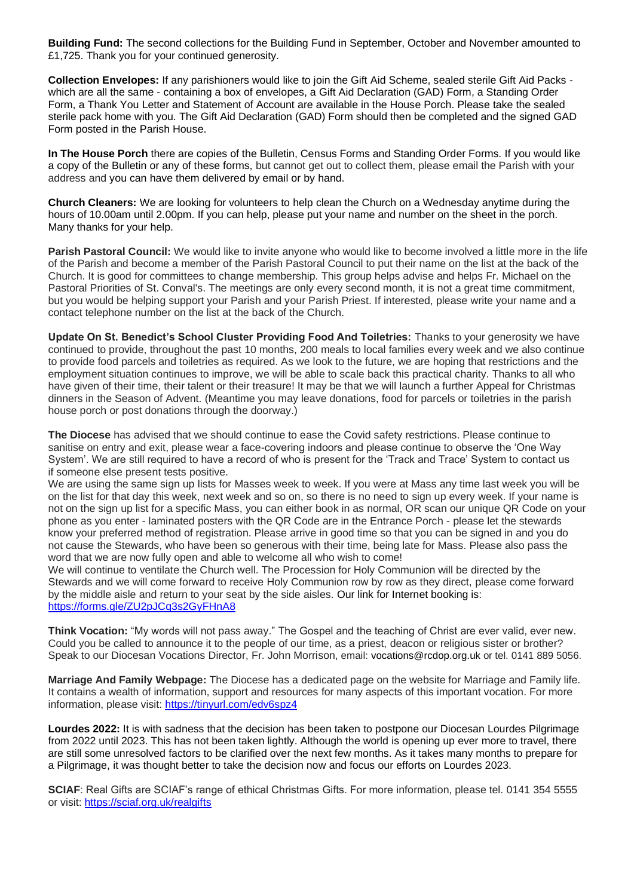**Building Fund:** The second collections for the Building Fund in September, October and November amounted to £1,725. Thank you for your continued generosity.

**Collection Envelopes:** If any parishioners would like to join the Gift Aid Scheme, sealed sterile Gift Aid Packs - which are all the same - containing a box of envelopes, a Gift Aid Declaration (GAD) Form, a Standing Order Form, a Thank You Letter and Statement of Account are available in the House Porch. Please take the sealed sterile pack home with you. The Gift Aid Declaration (GAD) Form should then be completed and the signed GAD Form posted in the Parish House.

**In The House Porch** there are copies of the Bulletin, Census Forms and Standing Order Forms. If you would like a copy of the Bulletin or any of these forms, but cannot get out to collect them, please email the Parish with your address and you can have them delivered by email or by hand.

**Church Cleaners:** We are looking for volunteers to help clean the Church on a Wednesday anytime during the hours of 10.00am until 2.00pm. If you can help, please put your name and number on the sheet in the porch. Many thanks for your help.

**Parish Pastoral Council:** We would like to invite anyone who would like to become involved a little more in the life of the Parish and become a member of the Parish Pastoral Council to put their name on the list at the back of the Church. It is good for committees to change membership. This group helps advise and helps Fr. Michael on the Pastoral Priorities of St. Conval's. The meetings are only every second month, it is not a great time commitment, but you would be helping support your Parish and your Parish Priest. If interested, please write your name and a contact telephone number on the list at the back of the Church.

**Update On St. Benedict's School Cluster Providing Food And Toiletries:** Thanks to your generosity we have continued to provide, throughout the past 10 months, 200 meals to local families every week and we also continue to provide food parcels and toiletries as required. As we look to the future, we are hoping that restrictions and the employment situation continues to improve, we will be able to scale back this practical charity. Thanks to all who have given of their time, their talent or their treasure! It may be that we will launch a further Appeal for Christmas dinners in the Season of Advent. (Meantime you may leave donations, food for parcels or toiletries in the parish house porch or post donations through the doorway.)

**The Diocese** has advised that we should continue to ease the Covid safety restrictions. Please continue to sanitise on entry and exit, please wear a face-covering indoors and please continue to observe the 'One Way System'. We are still required to have a record of who is present for the 'Track and Trace' System to contact us if someone else present tests positive.

We are using the same sign up lists for Masses week to week. If you were at Mass any time last week you will be on the list for that day this week, next week and so on, so there is no need to sign up every week. If your name is not on the sign up list for a specific Mass, you can either book in as normal, OR scan our unique QR Code on your phone as you enter - laminated posters with the QR Code are in the Entrance Porch - please let the stewards know your preferred method of registration. Please arrive in good time so that you can be signed in and you do not cause the Stewards, who have been so generous with their time, being late for Mass. Please also pass the word that we are now fully open and able to welcome all who wish to come!

We will continue to ventilate the Church well. The Procession for Holy Communion will be directed by the Stewards and we will come forward to receive Holy Communion row by row as they direct, please come forward by the middle aisle and return to your seat by the side aisles. Our link for Internet booking is: https://forms.gle/ZU2pJCq3s2GyFHnA8

**Think Vocation:** "My words will not pass away." The Gospel and the teaching of Christ are ever valid, ever new. Could you be called to announce it to the people of our time, as a priest, deacon or religious sister or brother? Speak to our Diocesan Vocations Director, Fr. John Morrison, email: vocations@rcdop.org.uk or tel. 0141 889 5056.

**Marriage And Family Webpage:** The Diocese has a dedicated page on the website for Marriage and Family life. It contains a wealth of information, support and resources for many aspects of this important vocation. For more information, please visit: https://tinyurl.com/edv6spz4

**Lourdes 2022:** It is with sadness that the decision has been taken to postpone our Diocesan Lourdes Pilgrimage from 2022 until 2023. This has not been taken lightly. Although the world is opening up ever more to travel, there are still some unresolved factors to be clarified over the next few months. As it takes many months to prepare for a Pilgrimage, it was thought better to take the decision now and focus our efforts on Lourdes 2023.

**SCIAF**: Real Gifts are SCIAF's range of ethical Christmas Gifts. For more information, please tel. 0141 354 5555 or visit: https://sciaf.org.uk/realgifts